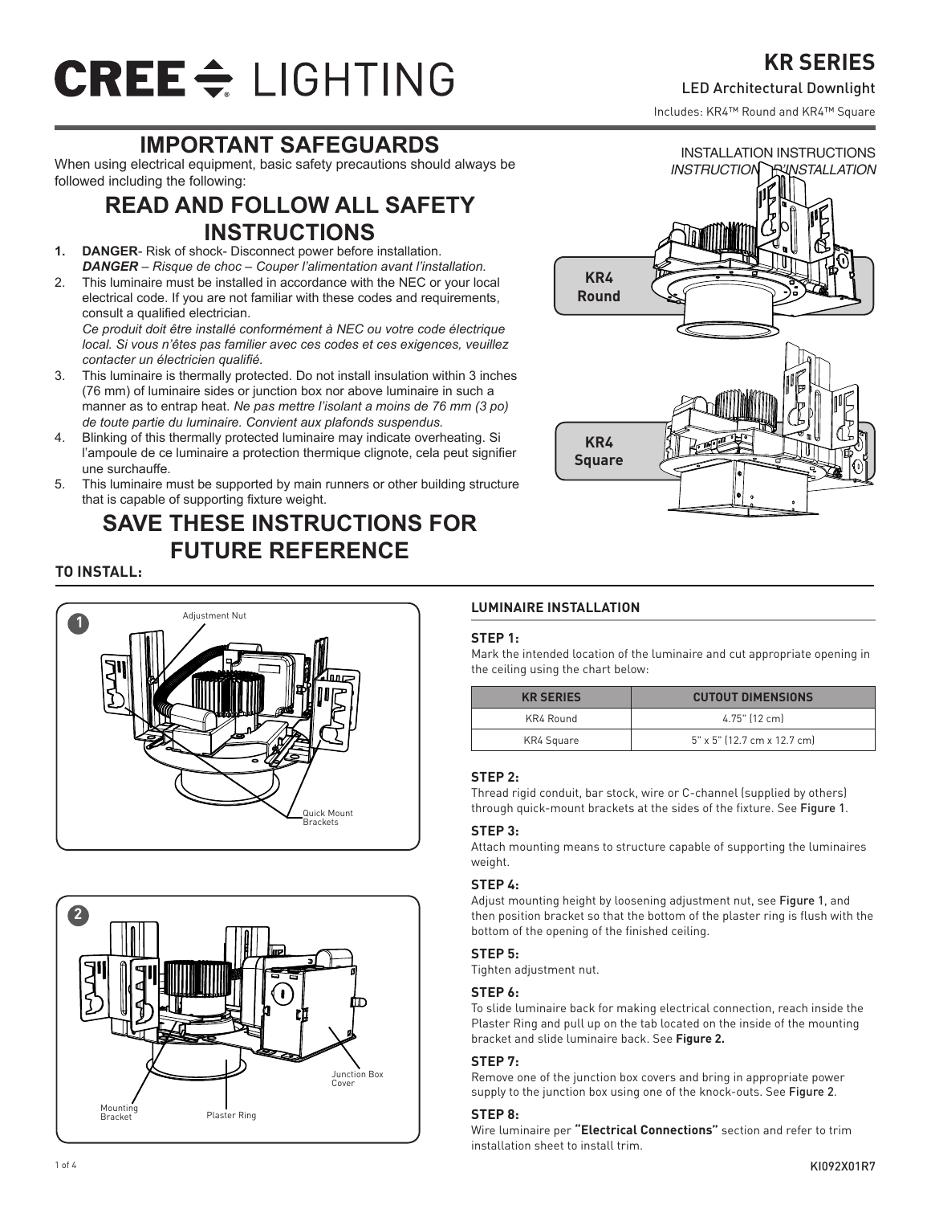# CREE LIGHTING

## KR SERIES

LED Architectural Downlight

Includes: KR4™ Round and KR4™ Square

INSTALLATION INSTRUCTIONS
*INSTRUCTIONS D'INSTALLATION*

KR4 Round

KR4 Square

## IMPORTANT SAFEGUARDS

When using electrical equipment, basic safety precautions should always be followed including the following:

## READ AND FOLLOW ALL SAFETY INSTRUCTIONS

1. **DANGER**- Risk of shock- Disconnect power before installation.
   ***DANGER*** *– Risque de choc – Couper l'alimentation avant l'installation.*
2. This luminaire must be installed in accordance with the NEC or your local electrical code. If you are not familiar with these codes and requirements, consult a qualified electrician.
   *Ce produit doit être installé conformément à NEC ou votre code électrique local. Si vous n'êtes pas familier avec ces codes et ces exigences, veuillez contacter un électricien qualifié.*
3. This luminaire is thermally protected. Do not install insulation within 3 inches (76 mm) of luminaire sides or junction box nor above luminaire in such a manner as to entrap heat. *Ne pas mettre l'isolant a moins de 76 mm (3 po) de toute partie du luminaire. Convient aux plafonds suspendus.*
4. Blinking of this thermally protected luminaire may indicate overheating. Si l'ampoule de ce luminaire a protection thermique clignote, cela peut signifier une surchauffe.
5. This luminaire must be supported by main runners or other building structure that is capable of supporting fixture weight.

## SAVE THESE INSTRUCTIONS FOR FUTURE REFERENCE

**TO INSTALL:**

1 — Adjustment Nut; Quick Mount Brackets

2 — Mounting Bracket; Plaster Ring; Junction Box Cover

### LUMINAIRE INSTALLATION

**STEP 1:**

Mark the intended location of the luminaire and cut appropriate opening in the ceiling using the chart below:

| KR SERIES | CUTOUT DIMENSIONS |
|---|---|
| KR4 Round | 4.75" (12 cm) |
| KR4 Square | 5" x 5" (12.7 cm x 12.7 cm) |

**STEP 2:**

Thread rigid conduit, bar stock, wire or C-channel (supplied by others) through quick-mount brackets at the sides of the fixture. See Figure 1.

**STEP 3:**

Attach mounting means to structure capable of supporting the luminaires weight.

**STEP 4:**

Adjust mounting height by loosening adjustment nut, see Figure 1, and then position bracket so that the bottom of the plaster ring is flush with the bottom of the opening of the finished ceiling.

**STEP 5:**

Tighten adjustment nut.

**STEP 6:**

To slide luminaire back for making electrical connection, reach inside the Plaster Ring and pull up on the tab located on the inside of the mounting bracket and slide luminaire back. See **Figure 2.**

**STEP 7:**

Remove one of the junction box covers and bring in appropriate power supply to the junction box using one of the knock-outs. See Figure 2.

**STEP 8:**

Wire luminaire per **"Electrical Connections"** section and refer to trim installation sheet to install trim.

KI092X01R7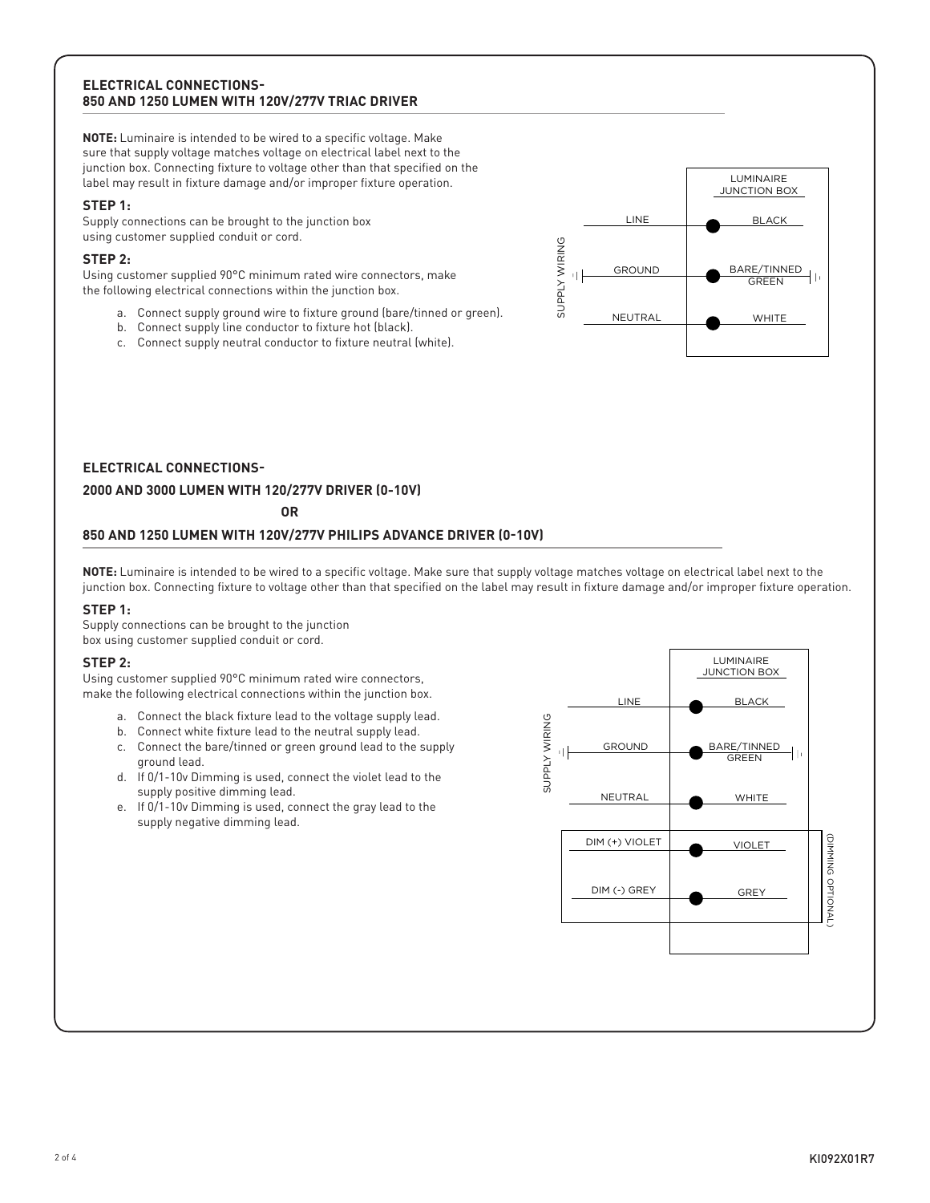## ELECTRICAL CONNECTIONS- 850 AND 1250 LUMEN WITH 120V/277V TRIAC DRIVER

**NOTE:** Luminaire is intended to be wired to a specific voltage. Make sure that supply voltage matches voltage on electrical label next to the junction box. Connecting fixture to voltage other than that specified on the label may result in fixture damage and/or improper fixture operation.

**STEP 1:**
Supply connections can be brought to the junction box using customer supplied conduit or cord.

**STEP 2:**
Using customer supplied 90°C minimum rated wire connectors, make the following electrical connections within the junction box.

a. Connect supply ground wire to fixture ground (bare/tinned or green).
b. Connect supply line conductor to fixture hot (black).
c. Connect supply neutral conductor to fixture neutral (white).

| SUPPLY WIRING | LUMINAIRE JUNCTION BOX |
|---|---|
| LINE | BLACK |
| GROUND | BARE/TINNED GREEN |
| NEUTRAL | WHITE |

## ELECTRICAL CONNECTIONS-

## 2000 AND 3000 LUMEN WITH 120/277V DRIVER (0-10V)

**OR**

## 850 AND 1250 LUMEN WITH 120V/277V PHILIPS ADVANCE DRIVER (0-10V)

**NOTE:** Luminaire is intended to be wired to a specific voltage. Make sure that supply voltage matches voltage on electrical label next to the junction box. Connecting fixture to voltage other than that specified on the label may result in fixture damage and/or improper fixture operation.

**STEP 1:**
Supply connections can be brought to the junction box using customer supplied conduit or cord.

**STEP 2:**
Using customer supplied 90°C minimum rated wire connectors, make the following electrical connections within the junction box.

a. Connect the black fixture lead to the voltage supply lead.
b. Connect white fixture lead to the neutral supply lead.
c. Connect the bare/tinned or green ground lead to the supply ground lead.
d. If 0/1-10v Dimming is used, connect the violet lead to the supply positive dimming lead.
e. If 0/1-10v Dimming is used, connect the gray lead to the supply negative dimming lead.

| SUPPLY WIRING | LUMINAIRE JUNCTION BOX | |
|---|---|---|
| LINE | BLACK | |
| GROUND | BARE/TINNED GREEN | |
| NEUTRAL | WHITE | |
| DIM (+) VIOLET | VIOLET | (DIMMING OPTIONAL) |
| DIM (-) GREY | GREY | (DIMMING OPTIONAL) |

KI092X01R7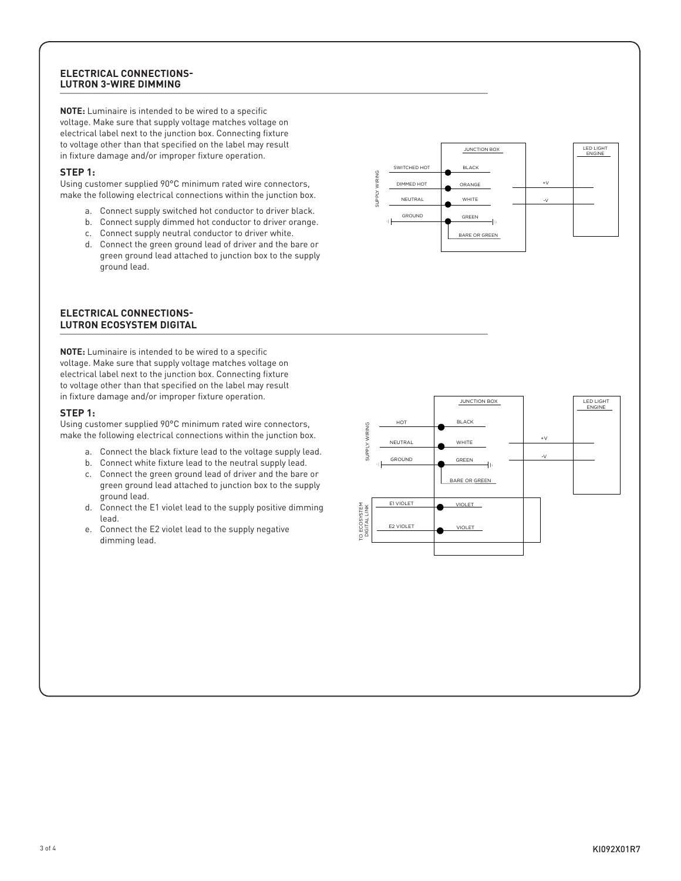## ELECTRICAL CONNECTIONS- LUTRON 3-WIRE DIMMING

**NOTE:** Luminaire is intended to be wired to a specific voltage. Make sure that supply voltage matches voltage on electrical label next to the junction box. Connecting fixture to voltage other than that specified on the label may result in fixture damage and/or improper fixture operation.

### STEP 1:

Using customer supplied 90°C minimum rated wire connectors, make the following electrical connections within the junction box.

a. Connect supply switched hot conductor to driver black.
b. Connect supply dimmed hot conductor to driver orange.
c. Connect supply neutral conductor to driver white.
d. Connect the green ground lead of driver and the bare or green ground lead attached to junction box to the supply ground lead.

SUPPLY WIRING | JUNCTION BOX | LED LIGHT ENGINE

SWITCHED HOT — BLACK
DIMMED HOT — ORANGE — +V
NEUTRAL — WHITE — -V
GROUND — GREEN
BARE OR GREEN

## ELECTRICAL CONNECTIONS- LUTRON ECOSYSTEM DIGITAL

**NOTE:** Luminaire is intended to be wired to a specific voltage. Make sure that supply voltage matches voltage on electrical label next to the junction box. Connecting fixture to voltage other than that specified on the label may result in fixture damage and/or improper fixture operation.

### STEP 1:

Using customer supplied 90°C minimum rated wire connectors, make the following electrical connections within the junction box.

a. Connect the black fixture lead to the voltage supply lead.
b. Connect white fixture lead to the neutral supply lead.
c. Connect the green ground lead of driver and the bare or green ground lead attached to junction box to the supply ground lead.
d. Connect the E1 violet lead to the supply positive dimming lead.
e. Connect the E2 violet lead to the supply negative dimming lead.

SUPPLY WIRING | JUNCTION BOX | LED LIGHT ENGINE

HOT — BLACK — +V
NEUTRAL — WHITE — -V
GROUND — GREEN
BARE OR GREEN

TO ECOSYSTEM DIGITAL LINK

E1 VIOLET — VIOLET
E2 VIOLET — VIOLET

KI092X01R7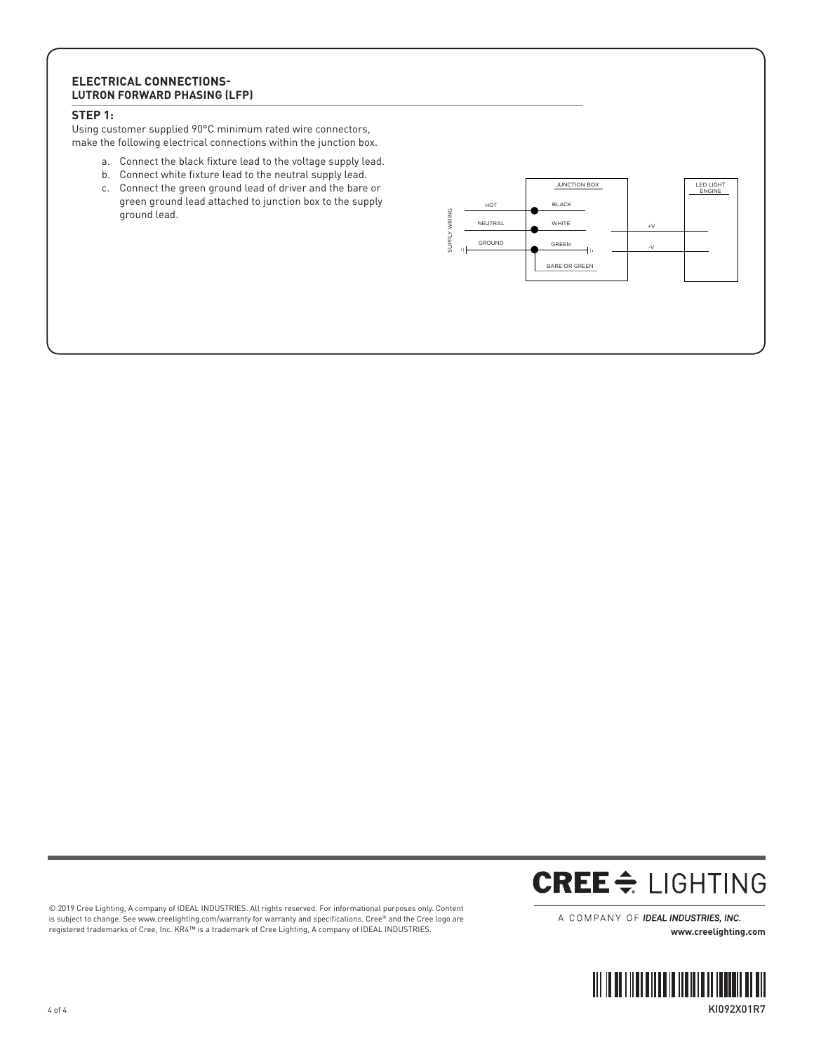## ELECTRICAL CONNECTIONS- LUTRON FORWARD PHASING (LFP)

### STEP 1:

Using customer supplied 90°C minimum rated wire connectors, make the following electrical connections within the junction box.

a. Connect the black fixture lead to the voltage supply lead.
b. Connect white fixture lead to the neutral supply lead.
c. Connect the green ground lead of driver and the bare or green ground lead attached to junction box to the supply ground lead.

SUPPLY WIRING
HOT
NEUTRAL
GROUND
JUNCTION BOX
BLACK
WHITE
GREEN
BARE OR GREEN
+V
-V
LED LIGHT ENGINE

© 2019 Cree Lighting, A company of IDEAL INDUSTRIES. All rights reserved. For informational purposes only. Content is subject to change. See www.creelighting.com/warranty for warranty and specifications. Cree® and the Cree logo are registered trademarks of Cree, Inc. KR4™ is a trademark of Cree Lighting, A company of IDEAL INDUSTRIES.

CREE LIGHTING

A COMPANY OF *IDEAL INDUSTRIES, INC.*

**www.creelighting.com**

KI092X01R7